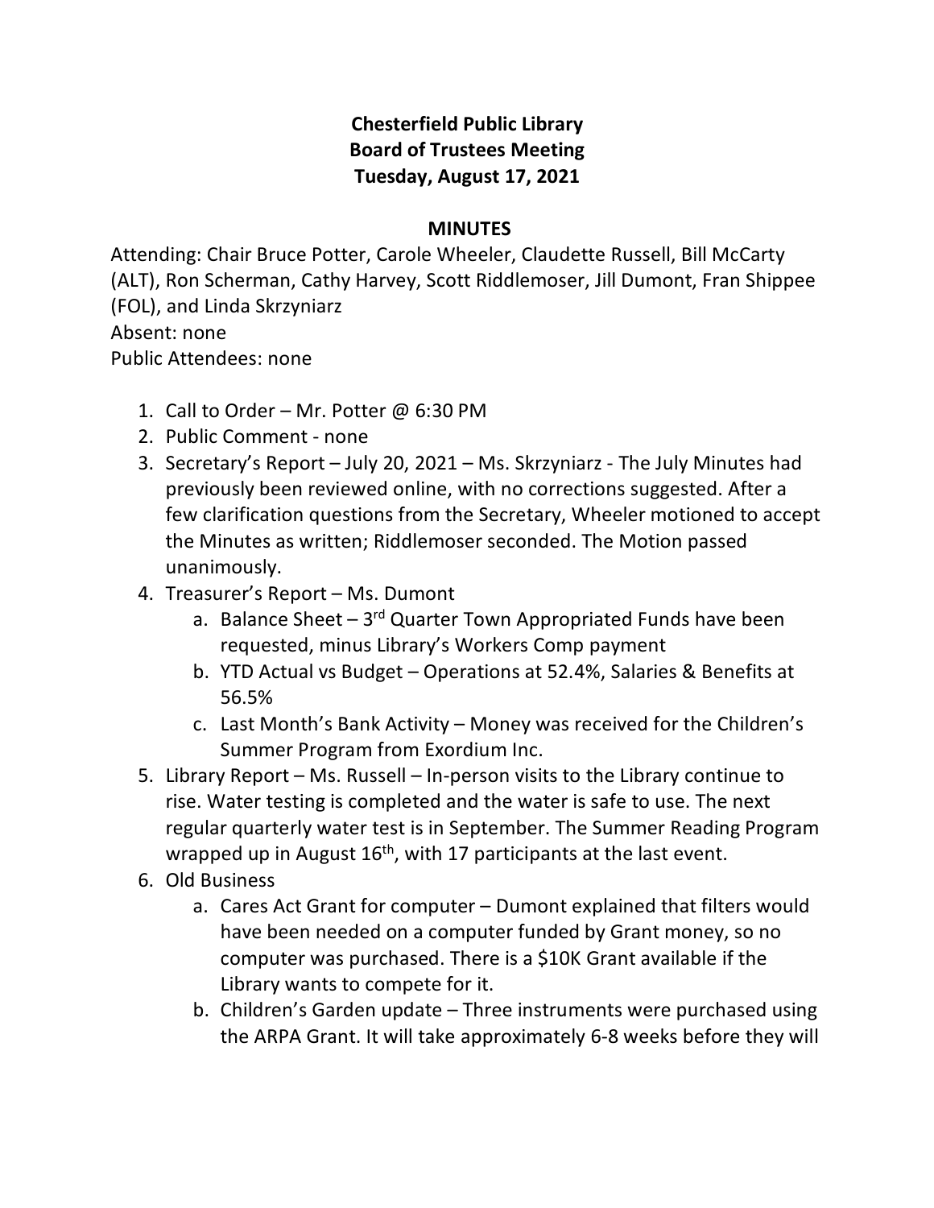# Chesterfield Public Library
## Board of Trustees Meeting
### Tuesday, August 17, 2021

**MINUTES**

Attending: Chair Bruce Potter, Carole Wheeler, Claudette Russell, Bill McCarty (ALT), Ron Scherman, Cathy Harvey, Scott Riddlemoser, Jill Dumont, Fran Shippee (FOL), and Linda Skrzyniarz
Absent: none
Public Attendees: none

1. Call to Order – Mr. Potter @ 6:30 PM
2. Public Comment - none
3. Secretary's Report – July 20, 2021 – Ms. Skrzyniarz - The July Minutes had previously been reviewed online, with no corrections suggested. After a few clarification questions from the Secretary, Wheeler motioned to accept the Minutes as written; Riddlemoser seconded. The Motion passed unanimously.
4. Treasurer's Report – Ms. Dumont
   a. Balance Sheet – 3rd Quarter Town Appropriated Funds have been requested, minus Library's Workers Comp payment
   b. YTD Actual vs Budget – Operations at 52.4%, Salaries & Benefits at 56.5%
   c. Last Month's Bank Activity – Money was received for the Children's Summer Program from Exordium Inc.
5. Library Report – Ms. Russell – In-person visits to the Library continue to rise. Water testing is completed and the water is safe to use. The next regular quarterly water test is in September. The Summer Reading Program wrapped up in August 16th, with 17 participants at the last event.
6. Old Business
   a. Cares Act Grant for computer – Dumont explained that filters would have been needed on a computer funded by Grant money, so no computer was purchased. There is a $10K Grant available if the Library wants to compete for it.
   b. Children's Garden update – Three instruments were purchased using the ARPA Grant. It will take approximately 6-8 weeks before they will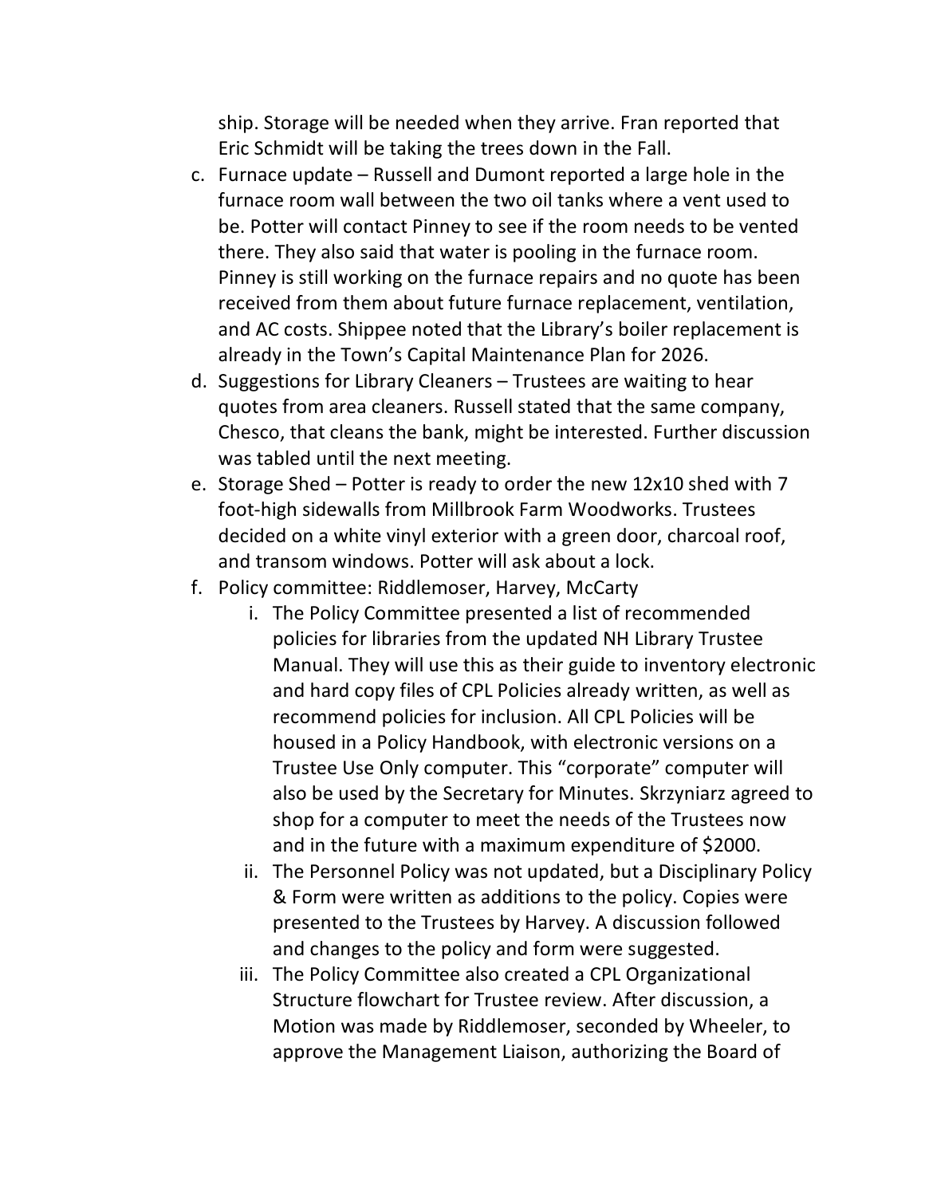ship. Storage will be needed when they arrive. Fran reported that Eric Schmidt will be taking the trees down in the Fall.

c. Furnace update – Russell and Dumont reported a large hole in the furnace room wall between the two oil tanks where a vent used to be. Potter will contact Pinney to see if the room needs to be vented there. They also said that water is pooling in the furnace room. Pinney is still working on the furnace repairs and no quote has been received from them about future furnace replacement, ventilation, and AC costs. Shippee noted that the Library's boiler replacement is already in the Town's Capital Maintenance Plan for 2026.
d. Suggestions for Library Cleaners – Trustees are waiting to hear quotes from area cleaners. Russell stated that the same company, Chesco, that cleans the bank, might be interested. Further discussion was tabled until the next meeting.
e. Storage Shed – Potter is ready to order the new 12x10 shed with 7 foot-high sidewalls from Millbrook Farm Woodworks. Trustees decided on a white vinyl exterior with a green door, charcoal roof, and transom windows. Potter will ask about a lock.
f. Policy committee: Riddlemoser, Harvey, McCarty
    i. The Policy Committee presented a list of recommended policies for libraries from the updated NH Library Trustee Manual. They will use this as their guide to inventory electronic and hard copy files of CPL Policies already written, as well as recommend policies for inclusion. All CPL Policies will be housed in a Policy Handbook, with electronic versions on a Trustee Use Only computer. This "corporate" computer will also be used by the Secretary for Minutes. Skrzyniarz agreed to shop for a computer to meet the needs of the Trustees now and in the future with a maximum expenditure of $2000.
    ii. The Personnel Policy was not updated, but a Disciplinary Policy & Form were written as additions to the policy. Copies were presented to the Trustees by Harvey. A discussion followed and changes to the policy and form were suggested.
    iii. The Policy Committee also created a CPL Organizational Structure flowchart for Trustee review. After discussion, a Motion was made by Riddlemoser, seconded by Wheeler, to approve the Management Liaison, authorizing the Board of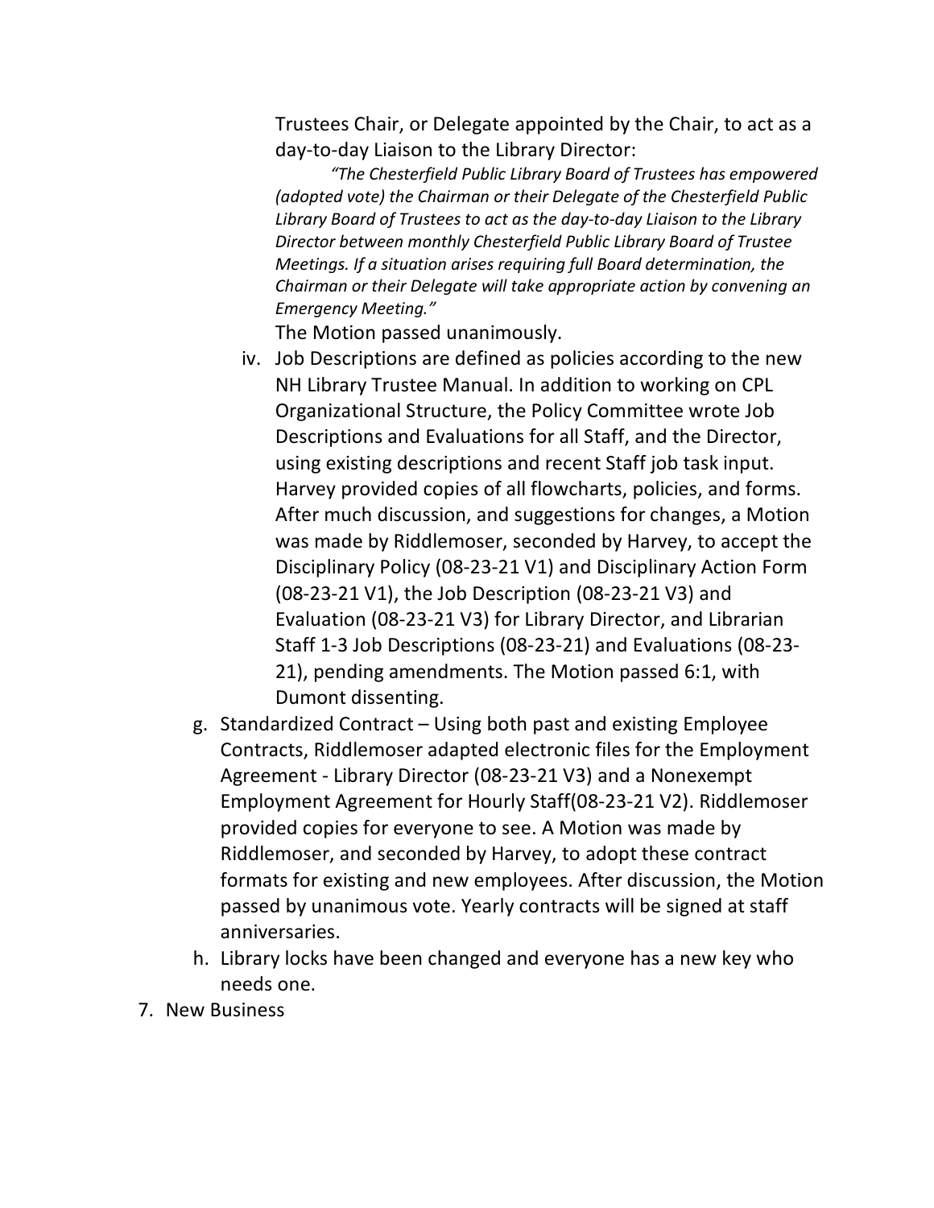Trustees Chair, or Delegate appointed by the Chair, to act as a day-to-day Liaison to the Library Director:

> *"The Chesterfield Public Library Board of Trustees has empowered (adopted vote) the Chairman or their Delegate of the Chesterfield Public Library Board of Trustees to act as the day-to-day Liaison to the Library Director between monthly Chesterfield Public Library Board of Trustee Meetings. If a situation arises requiring full Board determination, the Chairman or their Delegate will take appropriate action by convening an Emergency Meeting."*

The Motion passed unanimously.

iv. Job Descriptions are defined as policies according to the new NH Library Trustee Manual. In addition to working on CPL Organizational Structure, the Policy Committee wrote Job Descriptions and Evaluations for all Staff, and the Director, using existing descriptions and recent Staff job task input. Harvey provided copies of all flowcharts, policies, and forms. After much discussion, and suggestions for changes, a Motion was made by Riddlemoser, seconded by Harvey, to accept the Disciplinary Policy (08-23-21 V1) and Disciplinary Action Form (08-23-21 V1), the Job Description (08-23-21 V3) and Evaluation (08-23-21 V3) for Library Director, and Librarian Staff 1-3 Job Descriptions (08-23-21) and Evaluations (08-23-21), pending amendments. The Motion passed 6:1, with Dumont dissenting.

g. Standardized Contract – Using both past and existing Employee Contracts, Riddlemoser adapted electronic files for the Employment Agreement - Library Director (08-23-21 V3) and a Nonexempt Employment Agreement for Hourly Staff(08-23-21 V2). Riddlemoser provided copies for everyone to see. A Motion was made by Riddlemoser, and seconded by Harvey, to adopt these contract formats for existing and new employees. After discussion, the Motion passed by unanimous vote. Yearly contracts will be signed at staff anniversaries.

h. Library locks have been changed and everyone has a new key who needs one.

7. New Business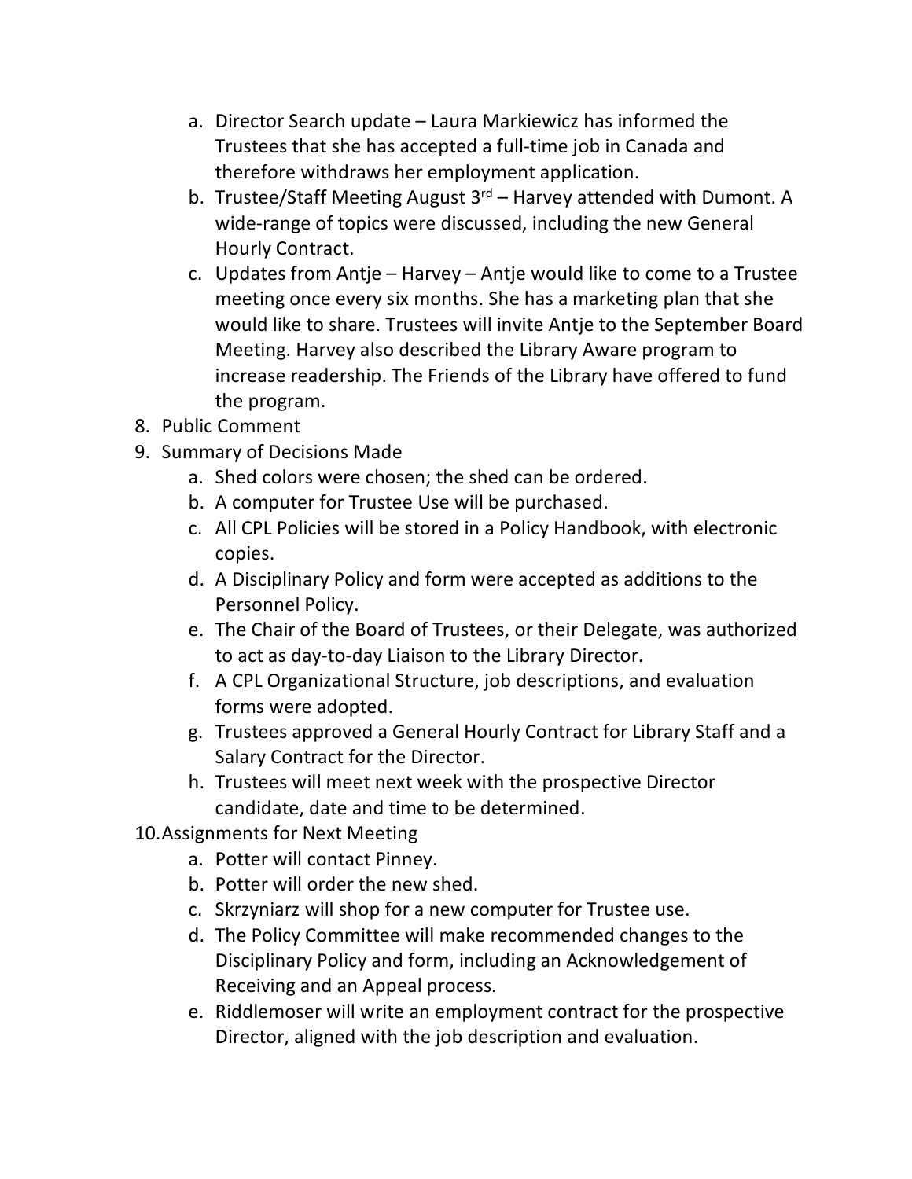a. Director Search update – Laura Markiewicz has informed the Trustees that she has accepted a full-time job in Canada and therefore withdraws her employment application.
   b. Trustee/Staff Meeting August 3rd – Harvey attended with Dumont. A wide-range of topics were discussed, including the new General Hourly Contract.
   c. Updates from Antje – Harvey – Antje would like to come to a Trustee meeting once every six months. She has a marketing plan that she would like to share. Trustees will invite Antje to the September Board Meeting. Harvey also described the Library Aware program to increase readership. The Friends of the Library have offered to fund the program.

8. Public Comment
9. Summary of Decisions Made
   a. Shed colors were chosen; the shed can be ordered.
   b. A computer for Trustee Use will be purchased.
   c. All CPL Policies will be stored in a Policy Handbook, with electronic copies.
   d. A Disciplinary Policy and form were accepted as additions to the Personnel Policy.
   e. The Chair of the Board of Trustees, or their Delegate, was authorized to act as day-to-day Liaison to the Library Director.
   f. A CPL Organizational Structure, job descriptions, and evaluation forms were adopted.
   g. Trustees approved a General Hourly Contract for Library Staff and a Salary Contract for the Director.
   h. Trustees will meet next week with the prospective Director candidate, date and time to be determined.
10. Assignments for Next Meeting
    a. Potter will contact Pinney.
    b. Potter will order the new shed.
    c. Skrzyniarz will shop for a new computer for Trustee use.
    d. The Policy Committee will make recommended changes to the Disciplinary Policy and form, including an Acknowledgement of Receiving and an Appeal process.
    e. Riddlemoser will write an employment contract for the prospective Director, aligned with the job description and evaluation.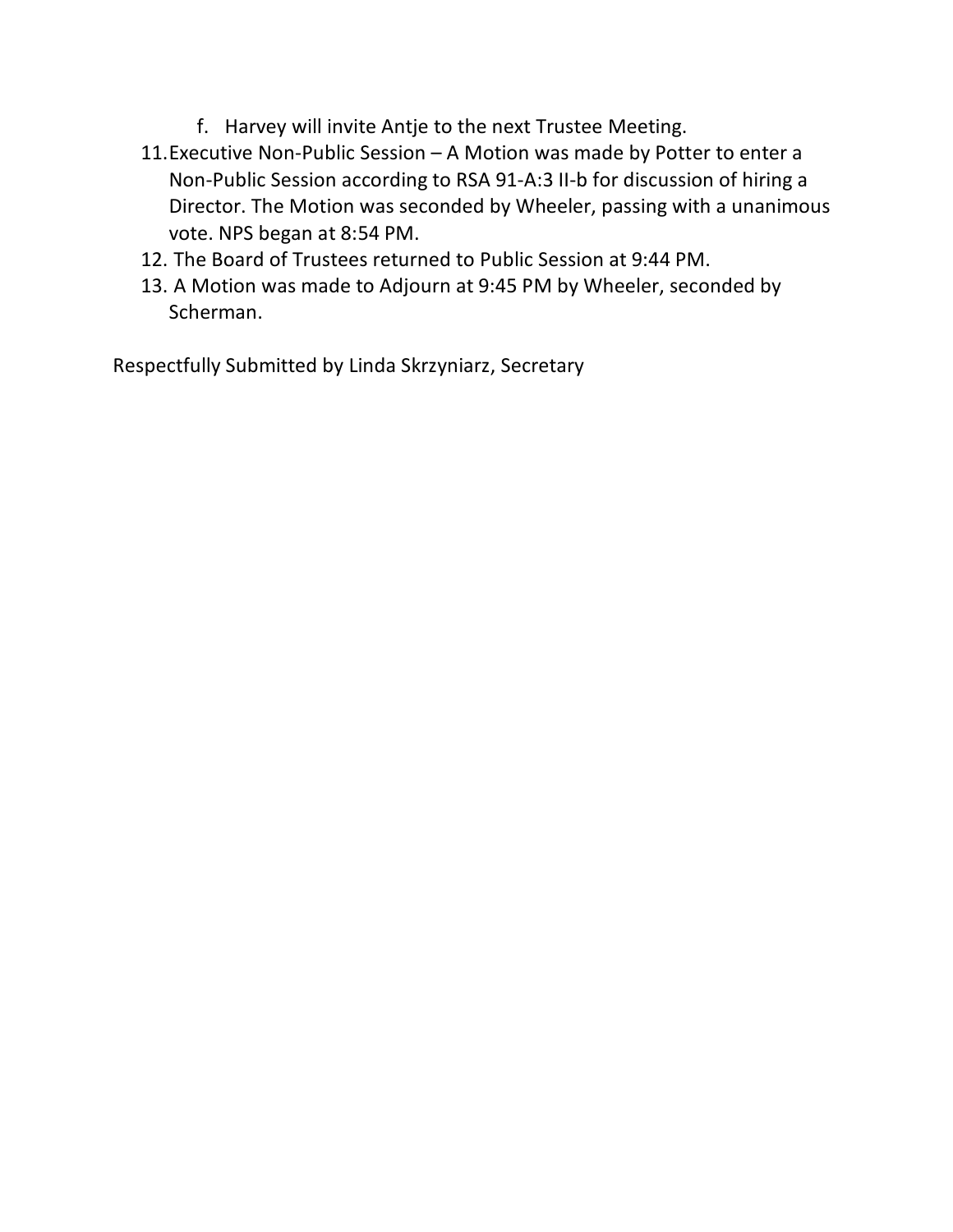f. Harvey will invite Antje to the next Trustee Meeting.

11. Executive Non-Public Session – A Motion was made by Potter to enter a Non-Public Session according to RSA 91-A:3 II-b for discussion of hiring a Director. The Motion was seconded by Wheeler, passing with a unanimous vote. NPS began at 8:54 PM.
12. The Board of Trustees returned to Public Session at 9:44 PM.
13. A Motion was made to Adjourn at 9:45 PM by Wheeler, seconded by Scherman.

Respectfully Submitted by Linda Skrzyniarz, Secretary